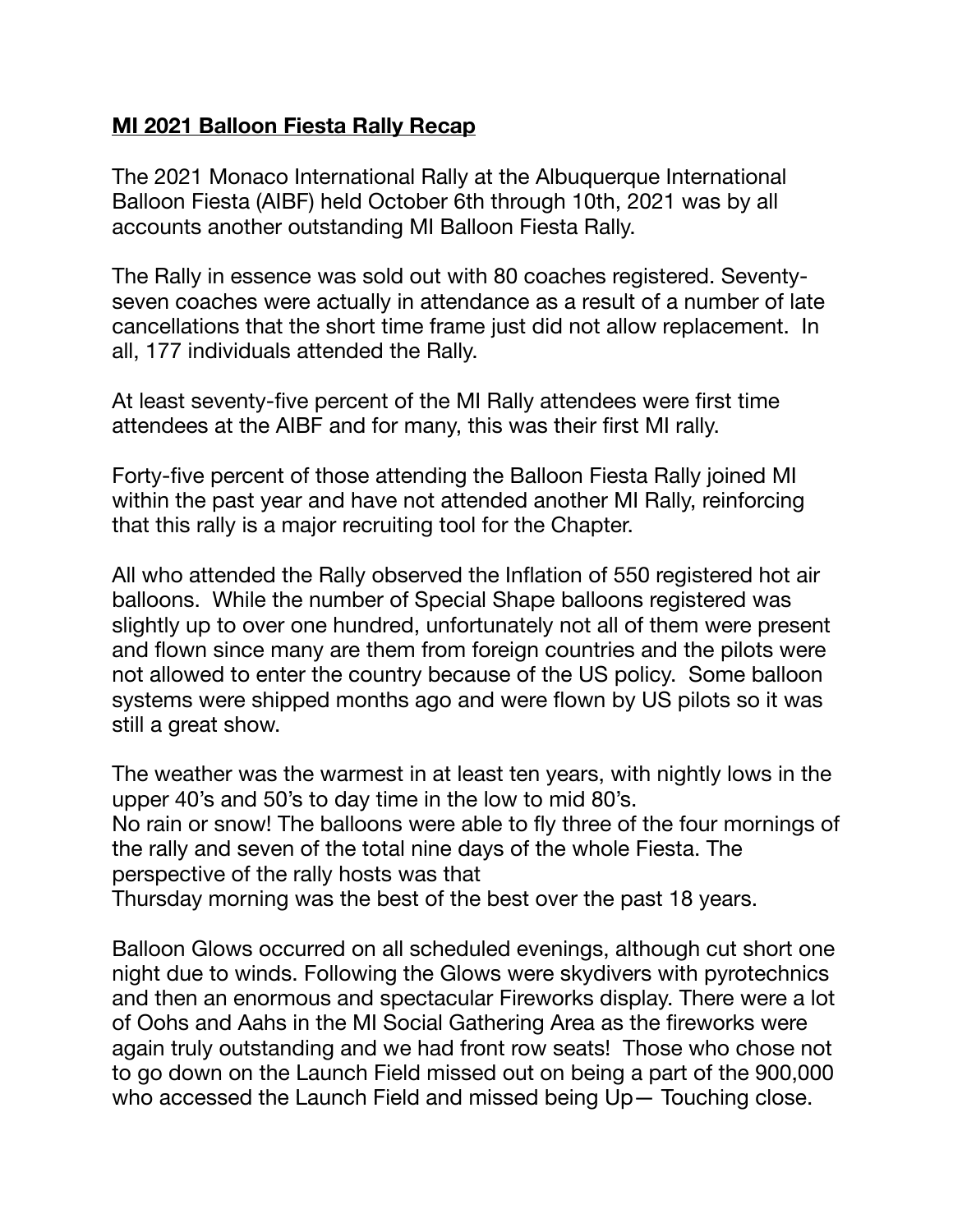**MI 2021 Balloon Fiesta Rally Recap**

The 2021 Monaco International Rally at the Albuquerque International Balloon Fiesta (AIBF) held October 6th through 10th, 2021 was by all accounts another outstanding MI Balloon Fiesta Rally.

The Rally in essence was sold out with 80 coaches registered. Seventy-seven coaches were actually in attendance as a result of a number of late cancellations that the short time frame just did not allow replacement. In all, 177 individuals attended the Rally.

At least seventy-five percent of the MI Rally attendees were first time attendees at the AIBF and for many, this was their first MI rally.

Forty-five percent of those attending the Balloon Fiesta Rally joined MI within the past year and have not attended another MI Rally, reinforcing that this rally is a major recruiting tool for the Chapter.

All who attended the Rally observed the Inflation of 550 registered hot air balloons. While the number of Special Shape balloons registered was slightly up to over one hundred, unfortunately not all of them were present and flown since many are them from foreign countries and the pilots were not allowed to enter the country because of the US policy. Some balloon systems were shipped months ago and were flown by US pilots so it was still a great show.

The weather was the warmest in at least ten years, with nightly lows in the upper 40's and 50's to day time in the low to mid 80's.
No rain or snow! The balloons were able to fly three of the four mornings of the rally and seven of the total nine days of the whole Fiesta. The perspective of the rally hosts was that
Thursday morning was the best of the best over the past 18 years.

Balloon Glows occurred on all scheduled evenings, although cut short one night due to winds. Following the Glows were skydivers with pyrotechnics and then an enormous and spectacular Fireworks display. There were a lot of Oohs and Aahs in the MI Social Gathering Area as the fireworks were again truly outstanding and we had front row seats! Those who chose not to go down on the Launch Field missed out on being a part of the 900,000 who accessed the Launch Field and missed being Up— Touching close.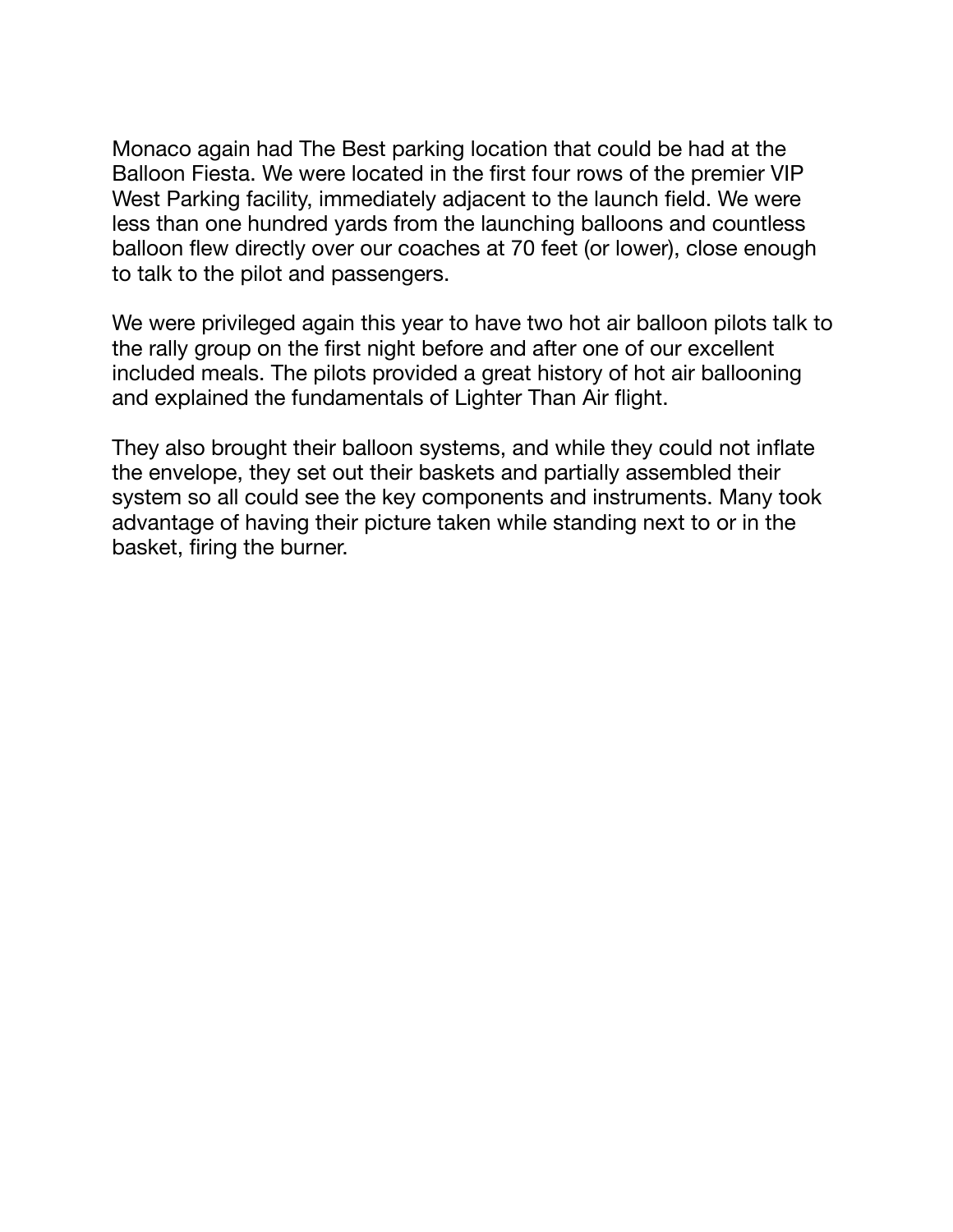Monaco again had The Best parking location that could be had at the Balloon Fiesta. We were located in the first four rows of the premier VIP West Parking facility, immediately adjacent to the launch field. We were less than one hundred yards from the launching balloons and countless balloon flew directly over our coaches at 70 feet (or lower), close enough to talk to the pilot and passengers.

We were privileged again this year to have two hot air balloon pilots talk to the rally group on the first night before and after one of our excellent included meals. The pilots provided a great history of hot air ballooning and explained the fundamentals of Lighter Than Air flight.

They also brought their balloon systems, and while they could not inflate the envelope, they set out their baskets and partially assembled their system so all could see the key components and instruments. Many took advantage of having their picture taken while standing next to or in the basket, firing the burner.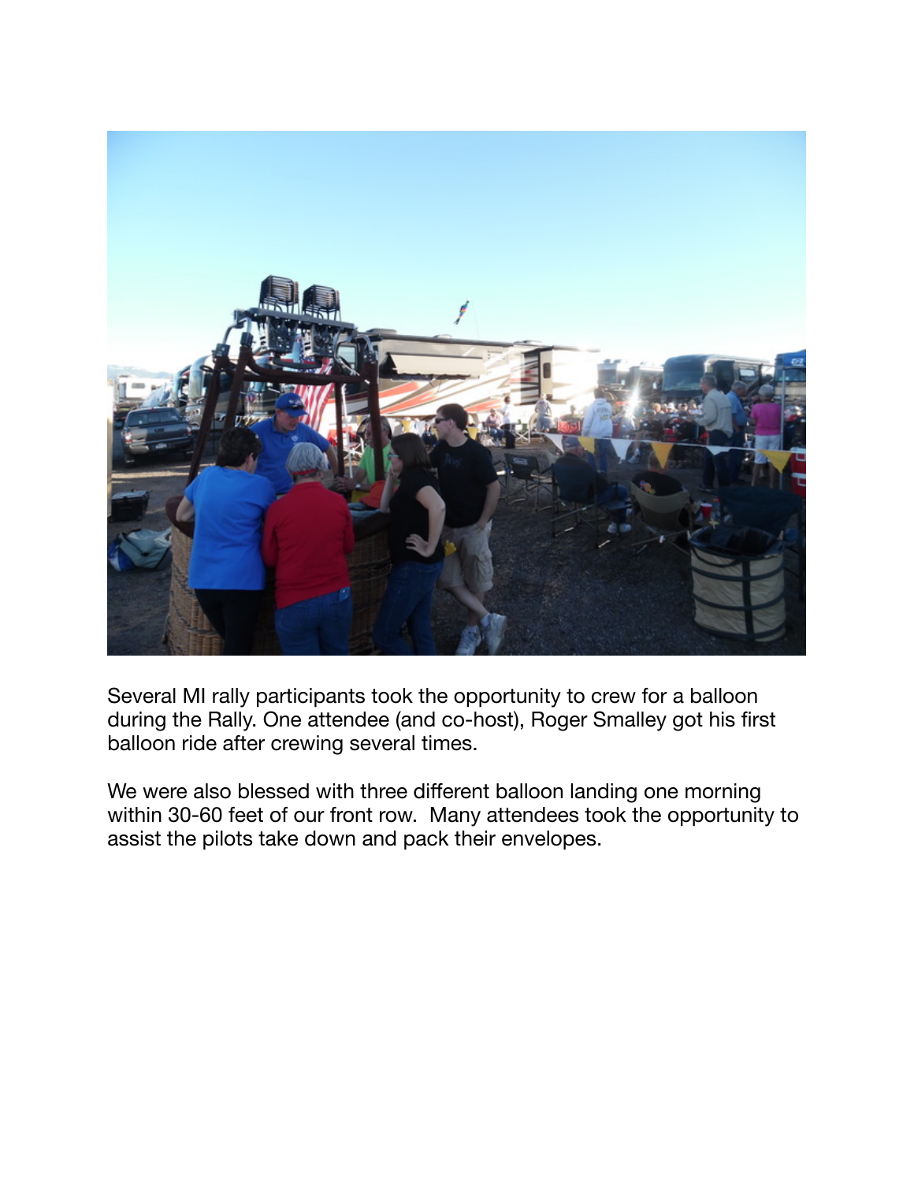Several MI rally participants took the opportunity to crew for a balloon during the Rally. One attendee (and co-host), Roger Smalley got his first balloon ride after crewing several times.

We were also blessed with three different balloon landing one morning within 30-60 feet of our front row.  Many attendees took the opportunity to assist the pilots take down and pack their envelopes.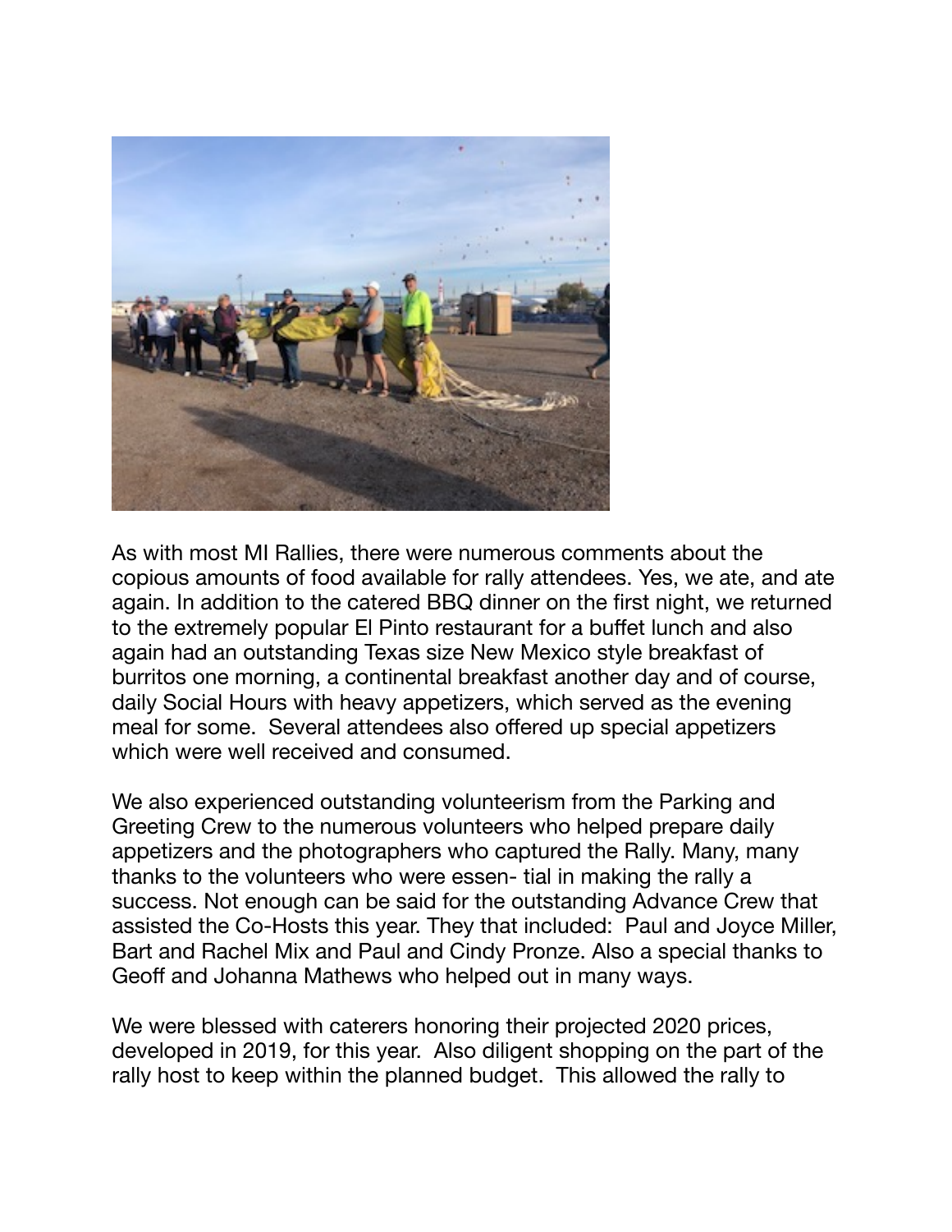As with most MI Rallies, there were numerous comments about the copious amounts of food available for rally attendees. Yes, we ate, and ate again. In addition to the catered BBQ dinner on the first night, we returned to the extremely popular El Pinto restaurant for a buffet lunch and also again had an outstanding Texas size New Mexico style breakfast of burritos one morning, a continental breakfast another day and of course, daily Social Hours with heavy appetizers, which served as the evening meal for some. Several attendees also offered up special appetizers which were well received and consumed.

We also experienced outstanding volunteerism from the Parking and Greeting Crew to the numerous volunteers who helped prepare daily appetizers and the photographers who captured the Rally. Many, many thanks to the volunteers who were essen- tial in making the rally a success. Not enough can be said for the outstanding Advance Crew that assisted the Co-Hosts this year. They that included: Paul and Joyce Miller, Bart and Rachel Mix and Paul and Cindy Pronze. Also a special thanks to Geoff and Johanna Mathews who helped out in many ways.

We were blessed with caterers honoring their projected 2020 prices, developed in 2019, for this year. Also diligent shopping on the part of the rally host to keep within the planned budget. This allowed the rally to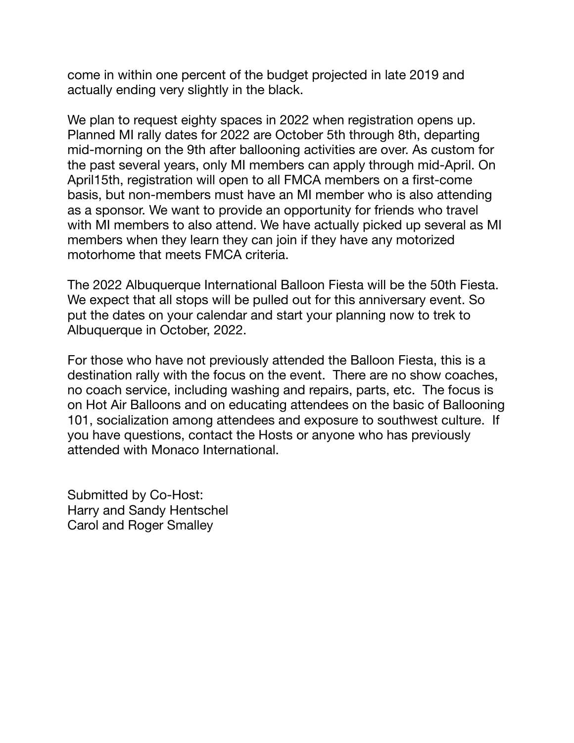come in within one percent of the budget projected in late 2019 and actually ending very slightly in the black.

We plan to request eighty spaces in 2022 when registration opens up. Planned MI rally dates for 2022 are October 5th through 8th, departing mid-morning on the 9th after ballooning activities are over. As custom for the past several years, only MI members can apply through mid-April. On April15th, registration will open to all FMCA members on a first-come basis, but non-members must have an MI member who is also attending as a sponsor. We want to provide an opportunity for friends who travel with MI members to also attend. We have actually picked up several as MI members when they learn they can join if they have any motorized motorhome that meets FMCA criteria.

The 2022 Albuquerque International Balloon Fiesta will be the 50th Fiesta. We expect that all stops will be pulled out for this anniversary event. So put the dates on your calendar and start your planning now to trek to Albuquerque in October, 2022.

For those who have not previously attended the Balloon Fiesta, this is a destination rally with the focus on the event. There are no show coaches, no coach service, including washing and repairs, parts, etc. The focus is on Hot Air Balloons and on educating attendees on the basic of Ballooning 101, socialization among attendees and exposure to southwest culture. If you have questions, contact the Hosts or anyone who has previously attended with Monaco International.

Submitted by Co-Host:
Harry and Sandy Hentschel
Carol and Roger Smalley